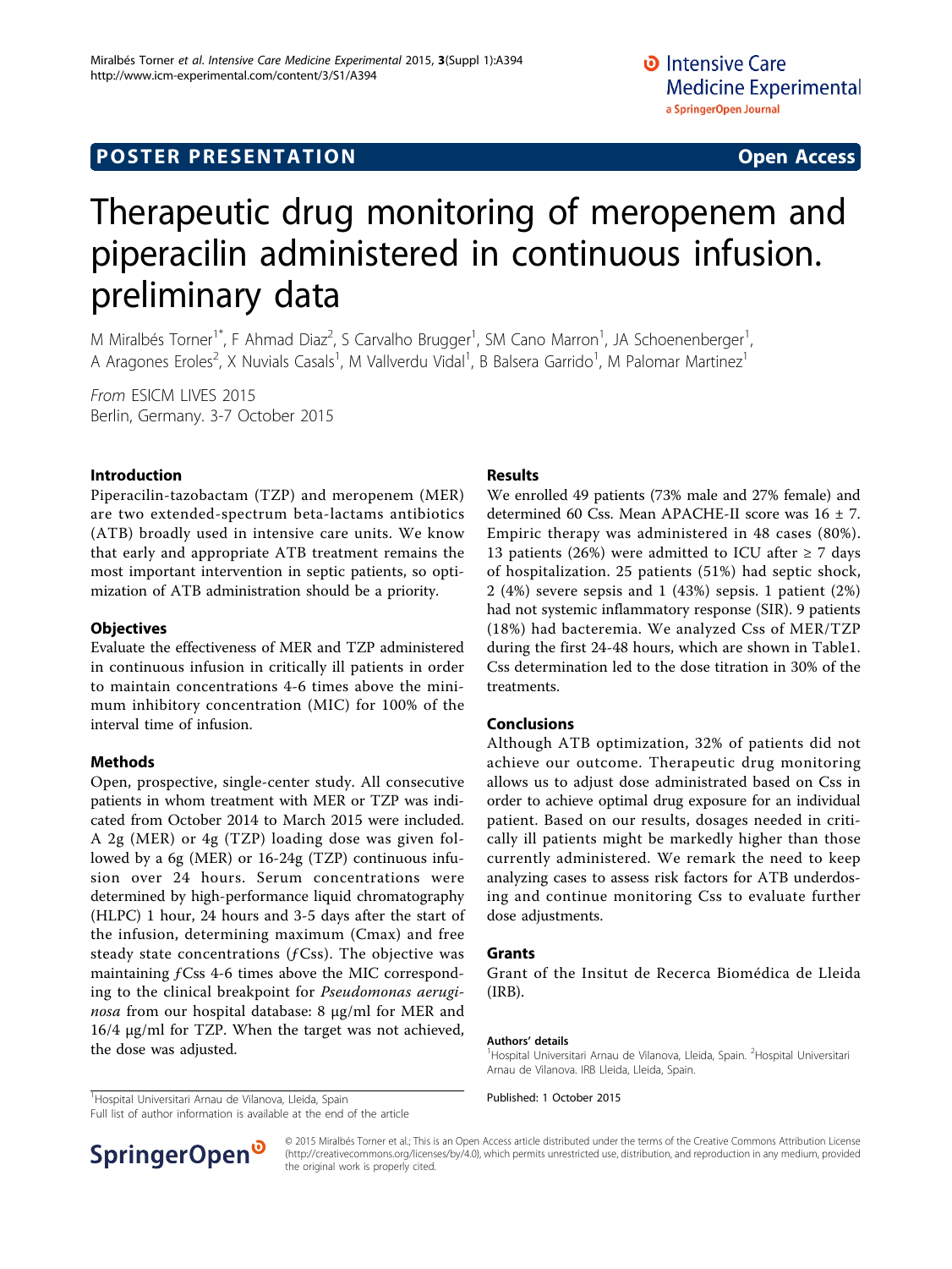POSTER PRESENTATION — Open Access

# Therapeutic drug monitoring of meropenem and piperacilin administered in continuous infusion. preliminary data

M Miralbés Torner[1*], F Ahmad Diaz[2], S Carvalho Brugger[1], SM Cano Marron[1], JA Schoenenberger[1], A Aragones Eroles[2], X Nuvials Casals[1], M Vallverdu Vidal[1], B Balsera Garrido[1], M Palomar Martinez[1]

From ESICM LIVES 2015
Berlin, Germany. 3-7 October 2015

## Introduction

Piperacilin-tazobactam (TZP) and meropenem (MER) are two extended-spectrum beta-lactams antibiotics (ATB) broadly used in intensive care units. We know that early and appropriate ATB treatment remains the most important intervention in septic patients, so optimization of ATB administration should be a priority.

## Objectives

Evaluate the effectiveness of MER and TZP administered in continuous infusion in critically ill patients in order to maintain concentrations 4-6 times above the minimum inhibitory concentration (MIC) for 100% of the interval time of infusion.

## Methods

Open, prospective, single-center study. All consecutive patients in whom treatment with MER or TZP was indicated from October 2014 to March 2015 were included. A 2g (MER) or 4g (TZP) loading dose was given followed by a 6g (MER) or 16-24g (TZP) continuous infusion over 24 hours. Serum concentrations were determined by high-performance liquid chromatography (HLPC) 1 hour, 24 hours and 3-5 days after the start of the infusion, determining maximum (Cmax) and free steady state concentrations ($f$Css). The objective was maintaining $f$Css 4-6 times above the MIC corresponding to the clinical breakpoint for *Pseudomonas aeruginosa* from our hospital database: 8 μg/ml for MER and 16/4 μg/ml for TZP. When the target was not achieved, the dose was adjusted.

## Results

We enrolled 49 patients (73% male and 27% female) and determined 60 Css. Mean APACHE-II score was 16 ± 7. Empiric therapy was administered in 48 cases (80%). 13 patients (26%) were admitted to ICU after ≥ 7 days of hospitalization. 25 patients (51%) had septic shock, 2 (4%) severe sepsis and 1 (43%) sepsis. 1 patient (2%) had not systemic inflammatory response (SIR). 9 patients (18%) had bacteremia. We analyzed Css of MER/TZP during the first 24-48 hours, which are shown in Table1. Css determination led to the dose titration in 30% of the treatments.

## Conclusions

Although ATB optimization, 32% of patients did not achieve our outcome. Therapeutic drug monitoring allows us to adjust dose administrated based on Css in order to achieve optimal drug exposure for an individual patient. Based on our results, dosages needed in critically ill patients might be markedly higher than those currently administered. We remark the need to keep analyzing cases to assess risk factors for ATB underdosing and continue monitoring Css to evaluate further dose adjustments.

## Grants

Grant of the Insitut de Recerca Biomédica de Lleida (IRB).

### Authors' details

[1]Hospital Universitari Arnau de Vilanova, Lleida, Spain. [2]Hospital Universitari Arnau de Vilanova. IRB Lleida, Lleida, Spain.

Published: 1 October 2015

[1]Hospital Universitari Arnau de Vilanova, Lleida, Spain
Full list of author information is available at the end of the article

© 2015 Miralbés Torner et al.; This is an Open Access article distributed under the terms of the Creative Commons Attribution License (http://creativecommons.org/licenses/by/4.0), which permits unrestricted use, distribution, and reproduction in any medium, provided the original work is properly cited.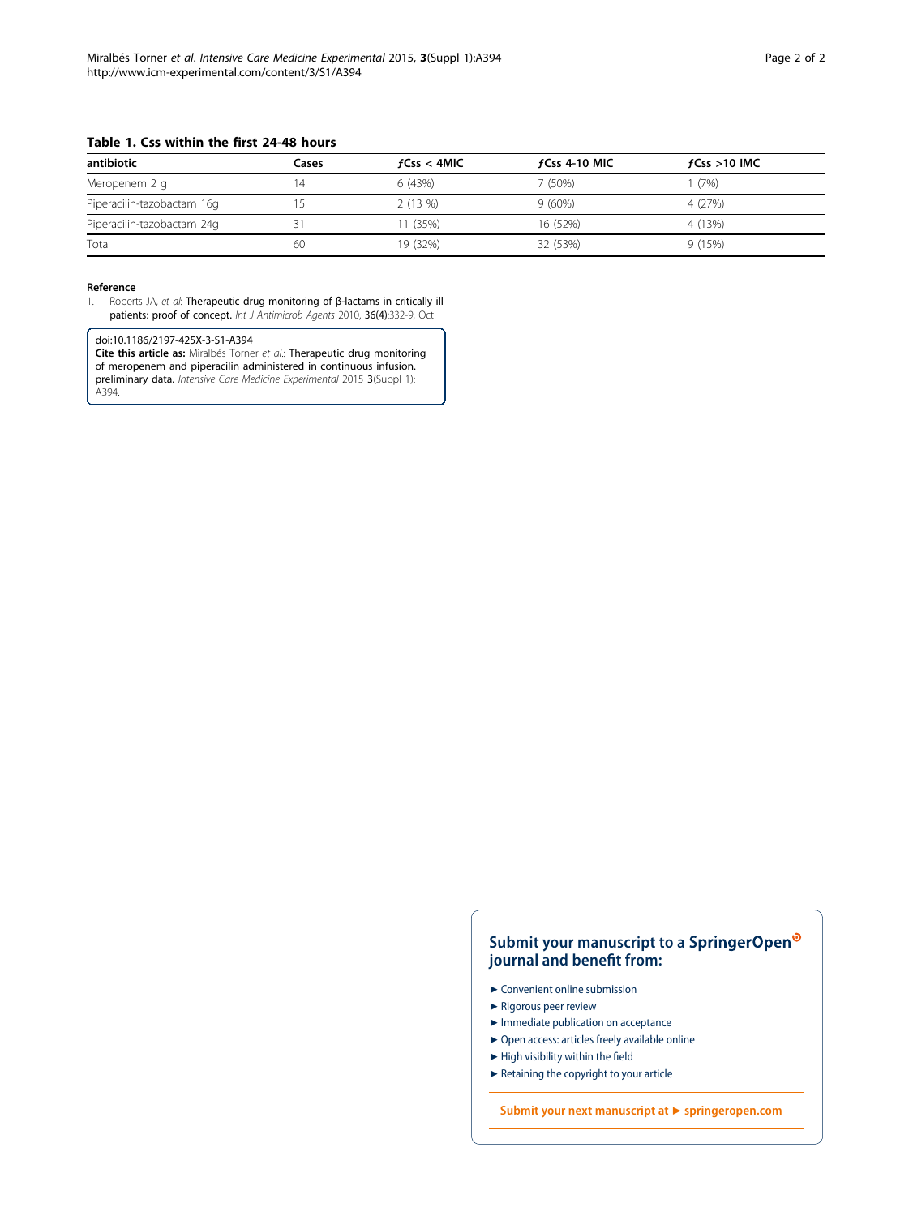**Table 1. Css within the first 24-48 hours**

| antibiotic | Cases | ƒCss < 4MIC | ƒCss 4-10 MIC | ƒCss >10 IMC |
|---|---|---|---|---|
| Meropenem 2 g | 14 | 6 (43%) | 7 (50%) | 1 (7%) |
| Piperacilin-tazobactam 16g | 15 | 2 (13 %) | 9 (60%) | 4 (27%) |
| Piperacilin-tazobactam 24g | 31 | 11 (35%) | 16 (52%) | 4 (13%) |
| Total | 60 | 19 (32%) | 32 (53%) | 9 (15%) |

**Reference**

1. Roberts JA, *et al*: **Therapeutic drug monitoring of β-lactams in critically ill patients: proof of concept.** *Int J Antimicrob Agents* 2010, **36(4)**:332-9, Oct.

doi:10.1186/2197-425X-3-S1-A394
**Cite this article as:** Miralbés Torner *et al.*: **Therapeutic drug monitoring of meropenem and piperacilin administered in continuous infusion. preliminary data.** *Intensive Care Medicine Experimental* 2015 **3**(Suppl 1): A394.

**Submit your manuscript to a SpringerOpen journal and benefit from:**

- ► Convenient online submission
- ► Rigorous peer review
- ► Immediate publication on acceptance
- ► Open access: articles freely available online
- ► High visibility within the field
- ► Retaining the copyright to your article

**Submit your next manuscript at ► springeropen.com**